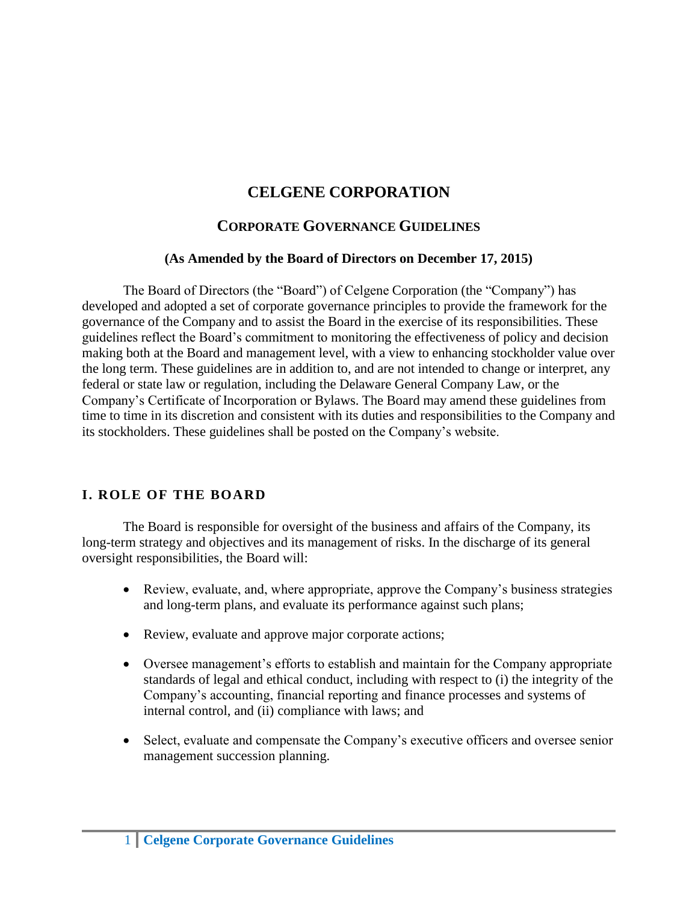# CELGENE CORPORATION

## CORPORATE GOVERNANCE GUIDELINES

**(As Amended by the Board of Directors on December 17, 2015)**

The Board of Directors (the "Board") of Celgene Corporation (the "Company") has developed and adopted a set of corporate governance principles to provide the framework for the governance of the Company and to assist the Board in the exercise of its responsibilities. These guidelines reflect the Board's commitment to monitoring the effectiveness of policy and decision making both at the Board and management level, with a view to enhancing stockholder value over the long term. These guidelines are in addition to, and are not intended to change or interpret, any federal or state law or regulation, including the Delaware General Company Law, or the Company's Certificate of Incorporation or Bylaws. The Board may amend these guidelines from time to time in its discretion and consistent with its duties and responsibilities to the Company and its stockholders. These guidelines shall be posted on the Company's website.

### I. ROLE OF THE BOARD

The Board is responsible for oversight of the business and affairs of the Company, its long-term strategy and objectives and its management of risks. In the discharge of its general oversight responsibilities, the Board will:

- Review, evaluate, and, where appropriate, approve the Company's business strategies and long-term plans, and evaluate its performance against such plans;
- Review, evaluate and approve major corporate actions;
- Oversee management's efforts to establish and maintain for the Company appropriate standards of legal and ethical conduct, including with respect to (i) the integrity of the Company's accounting, financial reporting and finance processes and systems of internal control, and (ii) compliance with laws; and
- Select, evaluate and compensate the Company's executive officers and oversee senior management succession planning.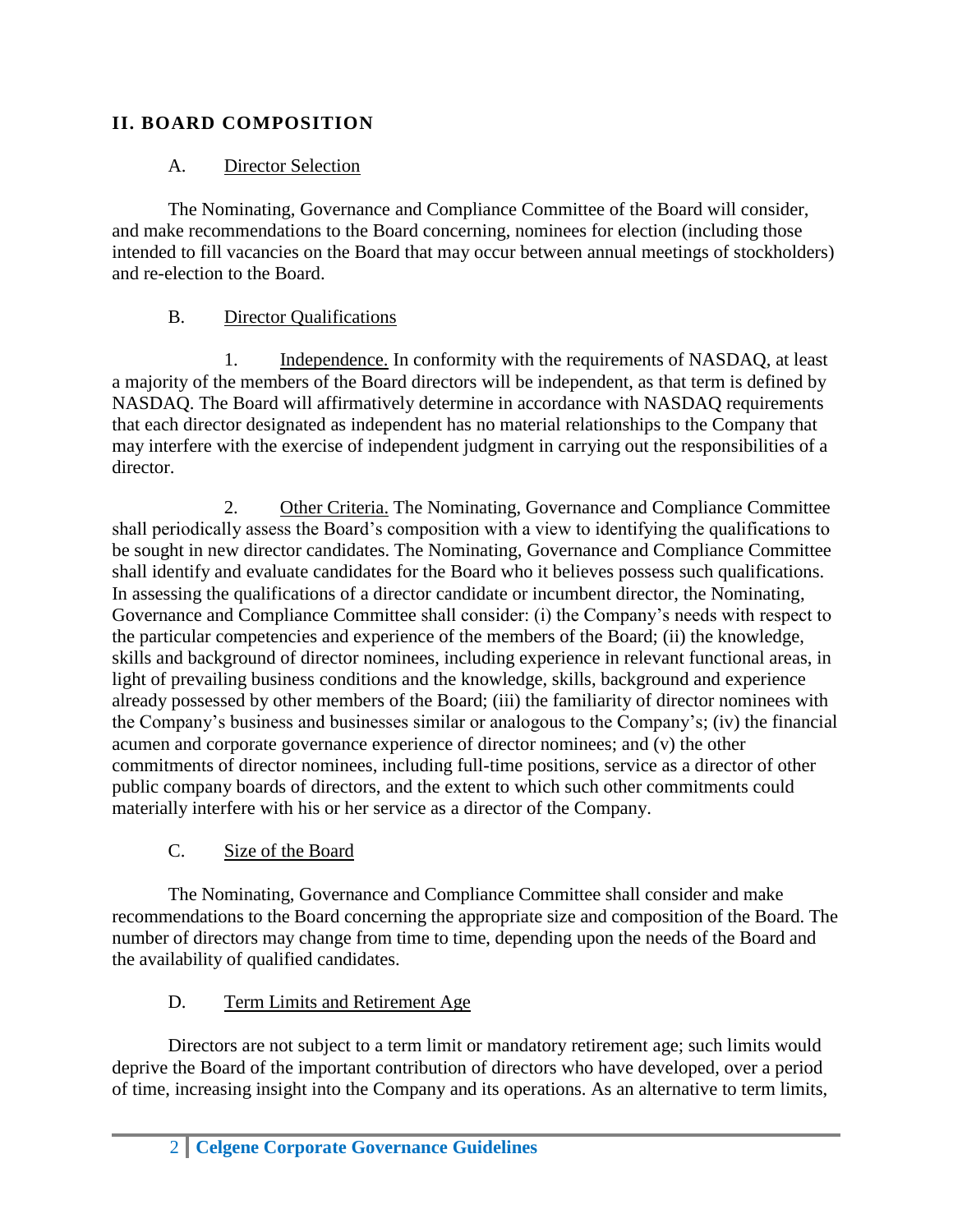## II. BOARD COMPOSITION

### A. Director Selection

The Nominating, Governance and Compliance Committee of the Board will consider, and make recommendations to the Board concerning, nominees for election (including those intended to fill vacancies on the Board that may occur between annual meetings of stockholders) and re-election to the Board.

### B. Director Qualifications

1. Independence. In conformity with the requirements of NASDAQ, at least a majority of the members of the Board directors will be independent, as that term is defined by NASDAQ. The Board will affirmatively determine in accordance with NASDAQ requirements that each director designated as independent has no material relationships to the Company that may interfere with the exercise of independent judgment in carrying out the responsibilities of a director.

2. Other Criteria. The Nominating, Governance and Compliance Committee shall periodically assess the Board's composition with a view to identifying the qualifications to be sought in new director candidates. The Nominating, Governance and Compliance Committee shall identify and evaluate candidates for the Board who it believes possess such qualifications. In assessing the qualifications of a director candidate or incumbent director, the Nominating, Governance and Compliance Committee shall consider: (i) the Company's needs with respect to the particular competencies and experience of the members of the Board; (ii) the knowledge, skills and background of director nominees, including experience in relevant functional areas, in light of prevailing business conditions and the knowledge, skills, background and experience already possessed by other members of the Board; (iii) the familiarity of director nominees with the Company's business and businesses similar or analogous to the Company's; (iv) the financial acumen and corporate governance experience of director nominees; and (v) the other commitments of director nominees, including full-time positions, service as a director of other public company boards of directors, and the extent to which such other commitments could materially interfere with his or her service as a director of the Company.

### C. Size of the Board

The Nominating, Governance and Compliance Committee shall consider and make recommendations to the Board concerning the appropriate size and composition of the Board. The number of directors may change from time to time, depending upon the needs of the Board and the availability of qualified candidates.

### D. Term Limits and Retirement Age

Directors are not subject to a term limit or mandatory retirement age; such limits would deprive the Board of the important contribution of directors who have developed, over a period of time, increasing insight into the Company and its operations. As an alternative to term limits,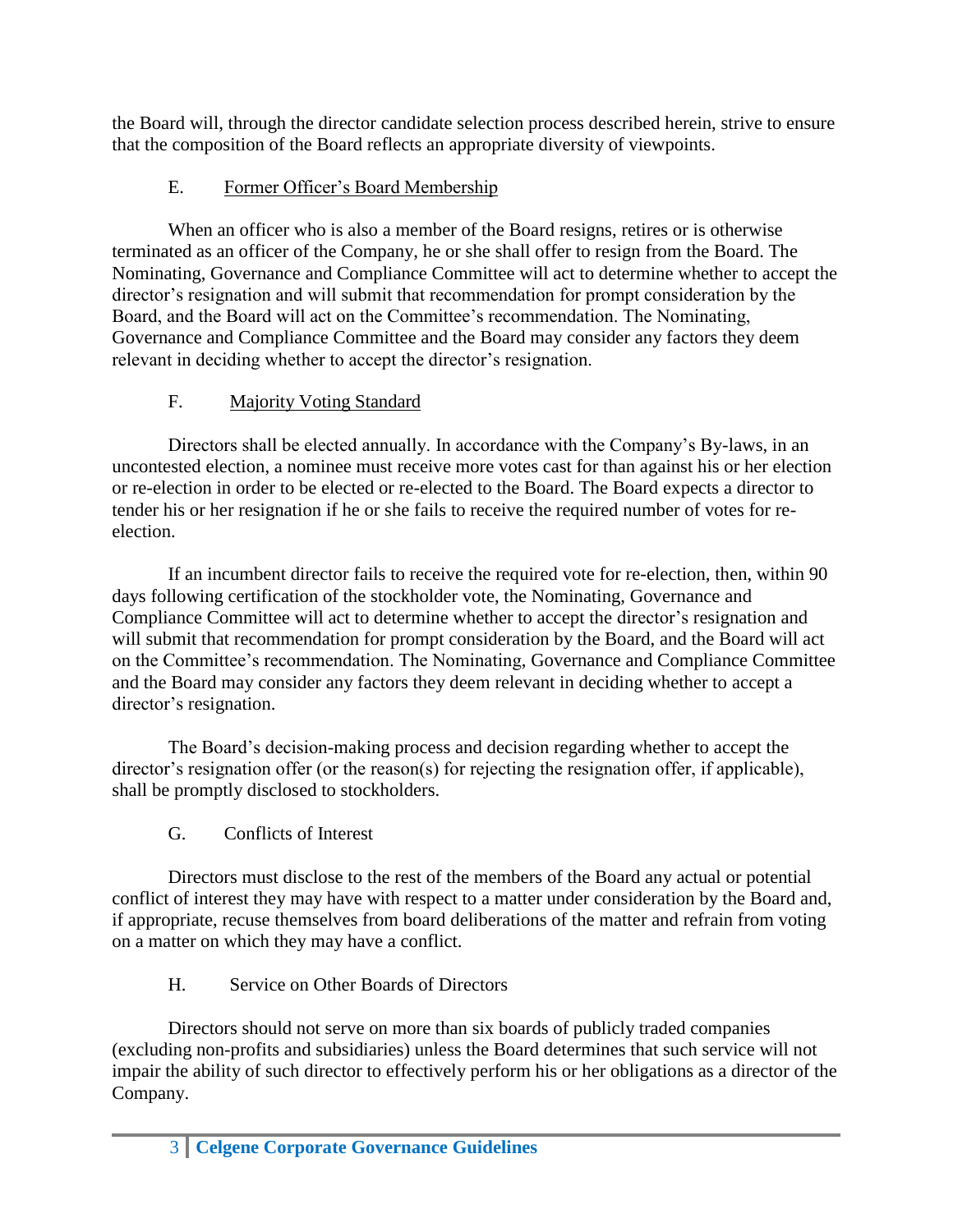the Board will, through the director candidate selection process described herein, strive to ensure that the composition of the Board reflects an appropriate diversity of viewpoints.

### E. Former Officer's Board Membership

When an officer who is also a member of the Board resigns, retires or is otherwise terminated as an officer of the Company, he or she shall offer to resign from the Board. The Nominating, Governance and Compliance Committee will act to determine whether to accept the director's resignation and will submit that recommendation for prompt consideration by the Board, and the Board will act on the Committee's recommendation. The Nominating, Governance and Compliance Committee and the Board may consider any factors they deem relevant in deciding whether to accept the director's resignation.

### F. Majority Voting Standard

Directors shall be elected annually. In accordance with the Company's By-laws, in an uncontested election, a nominee must receive more votes cast for than against his or her election or re-election in order to be elected or re-elected to the Board. The Board expects a director to tender his or her resignation if he or she fails to receive the required number of votes for re-election.

If an incumbent director fails to receive the required vote for re-election, then, within 90 days following certification of the stockholder vote, the Nominating, Governance and Compliance Committee will act to determine whether to accept the director's resignation and will submit that recommendation for prompt consideration by the Board, and the Board will act on the Committee's recommendation. The Nominating, Governance and Compliance Committee and the Board may consider any factors they deem relevant in deciding whether to accept a director's resignation.

The Board's decision-making process and decision regarding whether to accept the director's resignation offer (or the reason(s) for rejecting the resignation offer, if applicable), shall be promptly disclosed to stockholders.

### G. Conflicts of Interest

Directors must disclose to the rest of the members of the Board any actual or potential conflict of interest they may have with respect to a matter under consideration by the Board and, if appropriate, recuse themselves from board deliberations of the matter and refrain from voting on a matter on which they may have a conflict.

### H. Service on Other Boards of Directors

Directors should not serve on more than six boards of publicly traded companies (excluding non-profits and subsidiaries) unless the Board determines that such service will not impair the ability of such director to effectively perform his or her obligations as a director of the Company.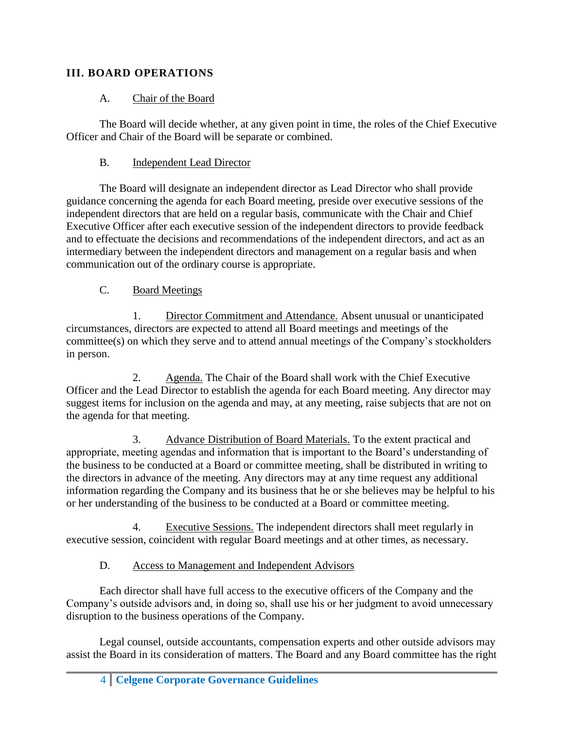## III. BOARD OPERATIONS

### A. Chair of the Board

The Board will decide whether, at any given point in time, the roles of the Chief Executive Officer and Chair of the Board will be separate or combined.

### B. Independent Lead Director

The Board will designate an independent director as Lead Director who shall provide guidance concerning the agenda for each Board meeting, preside over executive sessions of the independent directors that are held on a regular basis, communicate with the Chair and Chief Executive Officer after each executive session of the independent directors to provide feedback and to effectuate the decisions and recommendations of the independent directors, and act as an intermediary between the independent directors and management on a regular basis and when communication out of the ordinary course is appropriate.

### C. Board Meetings

1. Director Commitment and Attendance. Absent unusual or unanticipated circumstances, directors are expected to attend all Board meetings and meetings of the committee(s) on which they serve and to attend annual meetings of the Company's stockholders in person.

2. Agenda. The Chair of the Board shall work with the Chief Executive Officer and the Lead Director to establish the agenda for each Board meeting. Any director may suggest items for inclusion on the agenda and may, at any meeting, raise subjects that are not on the agenda for that meeting.

3. Advance Distribution of Board Materials. To the extent practical and appropriate, meeting agendas and information that is important to the Board's understanding of the business to be conducted at a Board or committee meeting, shall be distributed in writing to the directors in advance of the meeting. Any directors may at any time request any additional information regarding the Company and its business that he or she believes may be helpful to his or her understanding of the business to be conducted at a Board or committee meeting.

4. Executive Sessions. The independent directors shall meet regularly in executive session, coincident with regular Board meetings and at other times, as necessary.

### D. Access to Management and Independent Advisors

Each director shall have full access to the executive officers of the Company and the Company's outside advisors and, in doing so, shall use his or her judgment to avoid unnecessary disruption to the business operations of the Company.

Legal counsel, outside accountants, compensation experts and other outside advisors may assist the Board in its consideration of matters. The Board and any Board committee has the right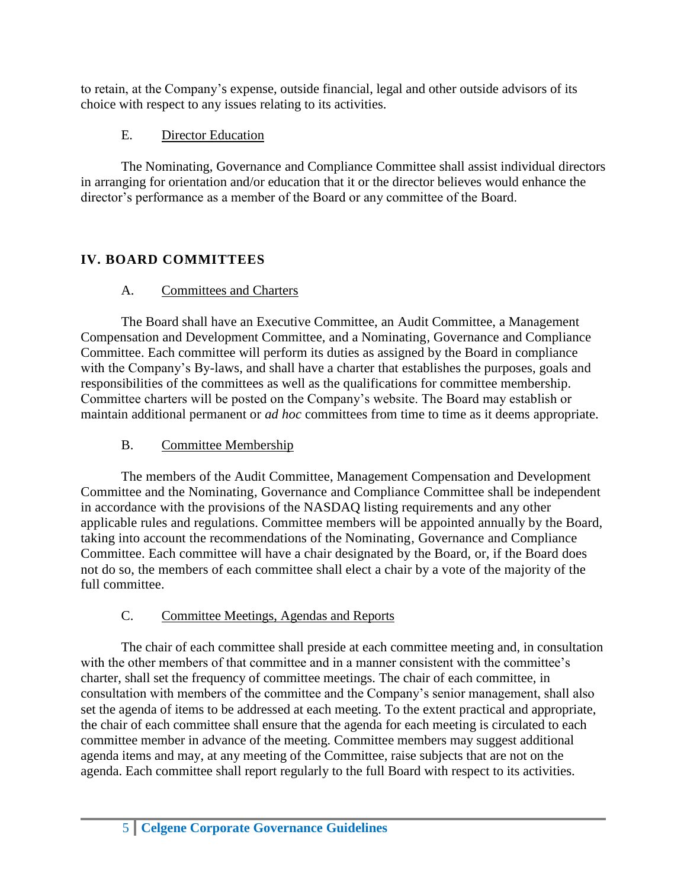to retain, at the Company's expense, outside financial, legal and other outside advisors of its choice with respect to any issues relating to its activities.

### E. Director Education

The Nominating, Governance and Compliance Committee shall assist individual directors in arranging for orientation and/or education that it or the director believes would enhance the director's performance as a member of the Board or any committee of the Board.

## IV. BOARD COMMITTEES

### A. Committees and Charters

The Board shall have an Executive Committee, an Audit Committee, a Management Compensation and Development Committee, and a Nominating, Governance and Compliance Committee. Each committee will perform its duties as assigned by the Board in compliance with the Company's By-laws, and shall have a charter that establishes the purposes, goals and responsibilities of the committees as well as the qualifications for committee membership. Committee charters will be posted on the Company's website. The Board may establish or maintain additional permanent or *ad hoc* committees from time to time as it deems appropriate.

### B. Committee Membership

The members of the Audit Committee, Management Compensation and Development Committee and the Nominating, Governance and Compliance Committee shall be independent in accordance with the provisions of the NASDAQ listing requirements and any other applicable rules and regulations. Committee members will be appointed annually by the Board, taking into account the recommendations of the Nominating, Governance and Compliance Committee. Each committee will have a chair designated by the Board, or, if the Board does not do so, the members of each committee shall elect a chair by a vote of the majority of the full committee.

### C. Committee Meetings, Agendas and Reports

The chair of each committee shall preside at each committee meeting and, in consultation with the other members of that committee and in a manner consistent with the committee's charter, shall set the frequency of committee meetings. The chair of each committee, in consultation with members of the committee and the Company's senior management, shall also set the agenda of items to be addressed at each meeting. To the extent practical and appropriate, the chair of each committee shall ensure that the agenda for each meeting is circulated to each committee member in advance of the meeting. Committee members may suggest additional agenda items and may, at any meeting of the Committee, raise subjects that are not on the agenda. Each committee shall report regularly to the full Board with respect to its activities.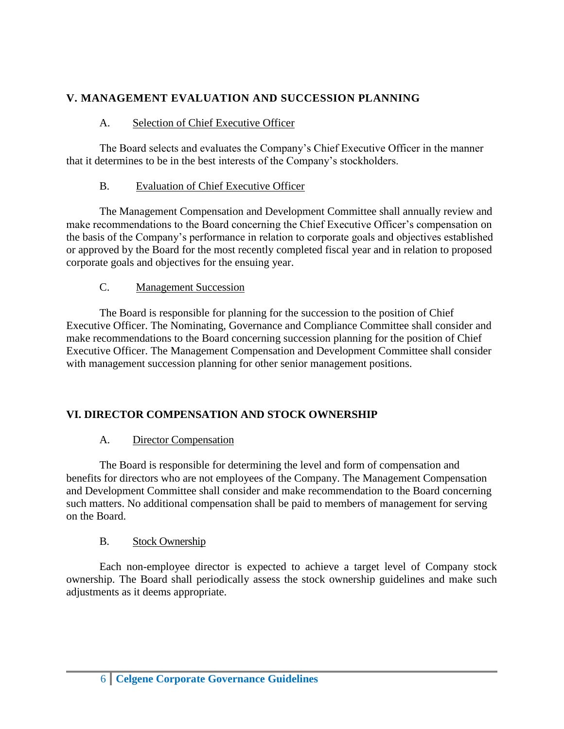## V. MANAGEMENT EVALUATION AND SUCCESSION PLANNING

### A. Selection of Chief Executive Officer

The Board selects and evaluates the Company's Chief Executive Officer in the manner that it determines to be in the best interests of the Company's stockholders.

### B. Evaluation of Chief Executive Officer

The Management Compensation and Development Committee shall annually review and make recommendations to the Board concerning the Chief Executive Officer's compensation on the basis of the Company's performance in relation to corporate goals and objectives established or approved by the Board for the most recently completed fiscal year and in relation to proposed corporate goals and objectives for the ensuing year.

### C. Management Succession

The Board is responsible for planning for the succession to the position of Chief Executive Officer. The Nominating, Governance and Compliance Committee shall consider and make recommendations to the Board concerning succession planning for the position of Chief Executive Officer. The Management Compensation and Development Committee shall consider with management succession planning for other senior management positions.

## VI. DIRECTOR COMPENSATION AND STOCK OWNERSHIP

### A. Director Compensation

The Board is responsible for determining the level and form of compensation and benefits for directors who are not employees of the Company. The Management Compensation and Development Committee shall consider and make recommendation to the Board concerning such matters. No additional compensation shall be paid to members of management for serving on the Board.

### B. Stock Ownership

Each non-employee director is expected to achieve a target level of Company stock ownership. The Board shall periodically assess the stock ownership guidelines and make such adjustments as it deems appropriate.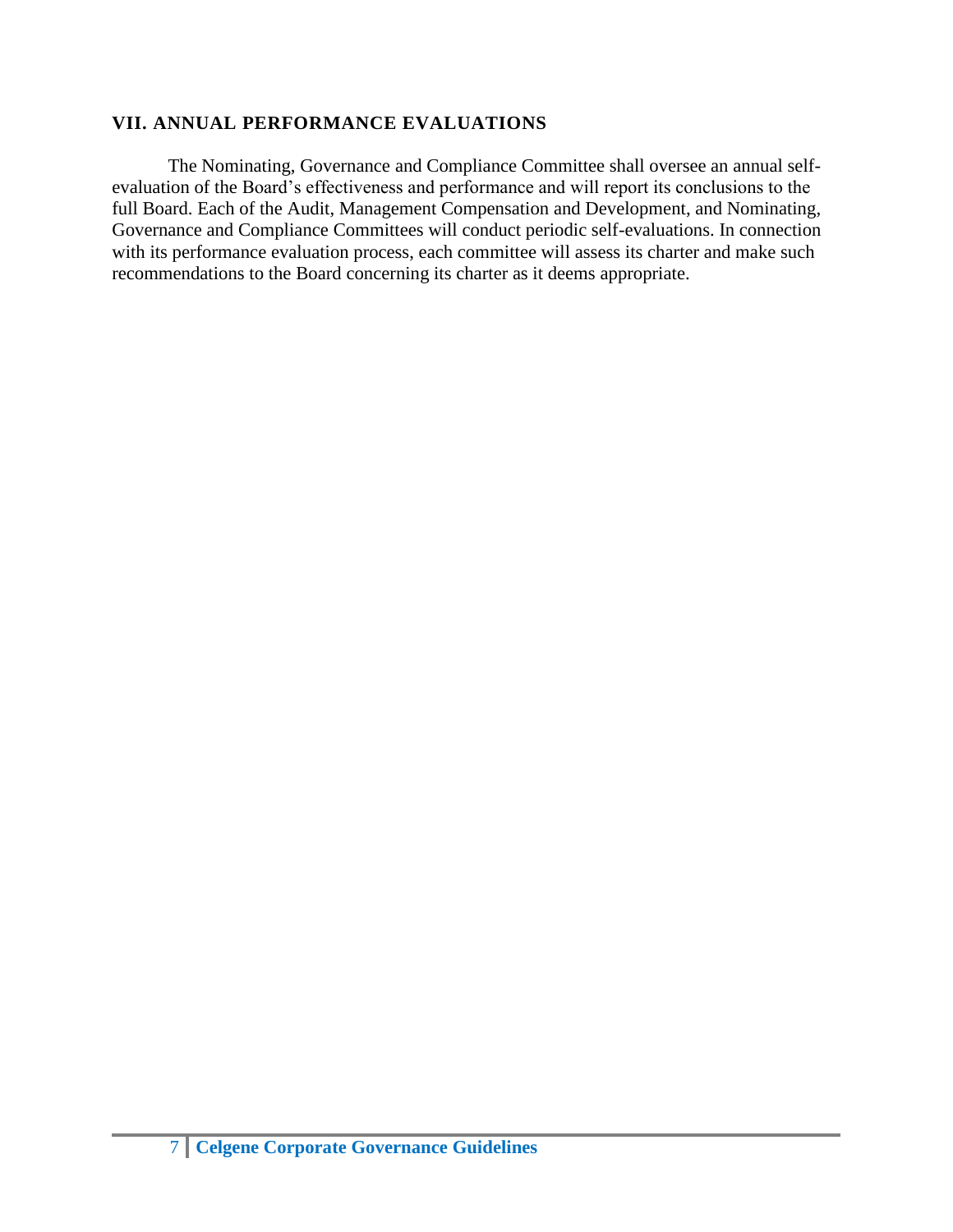## VII. ANNUAL PERFORMANCE EVALUATIONS

The Nominating, Governance and Compliance Committee shall oversee an annual self-evaluation of the Board's effectiveness and performance and will report its conclusions to the full Board. Each of the Audit, Management Compensation and Development, and Nominating, Governance and Compliance Committees will conduct periodic self-evaluations. In connection with its performance evaluation process, each committee will assess its charter and make such recommendations to the Board concerning its charter as it deems appropriate.